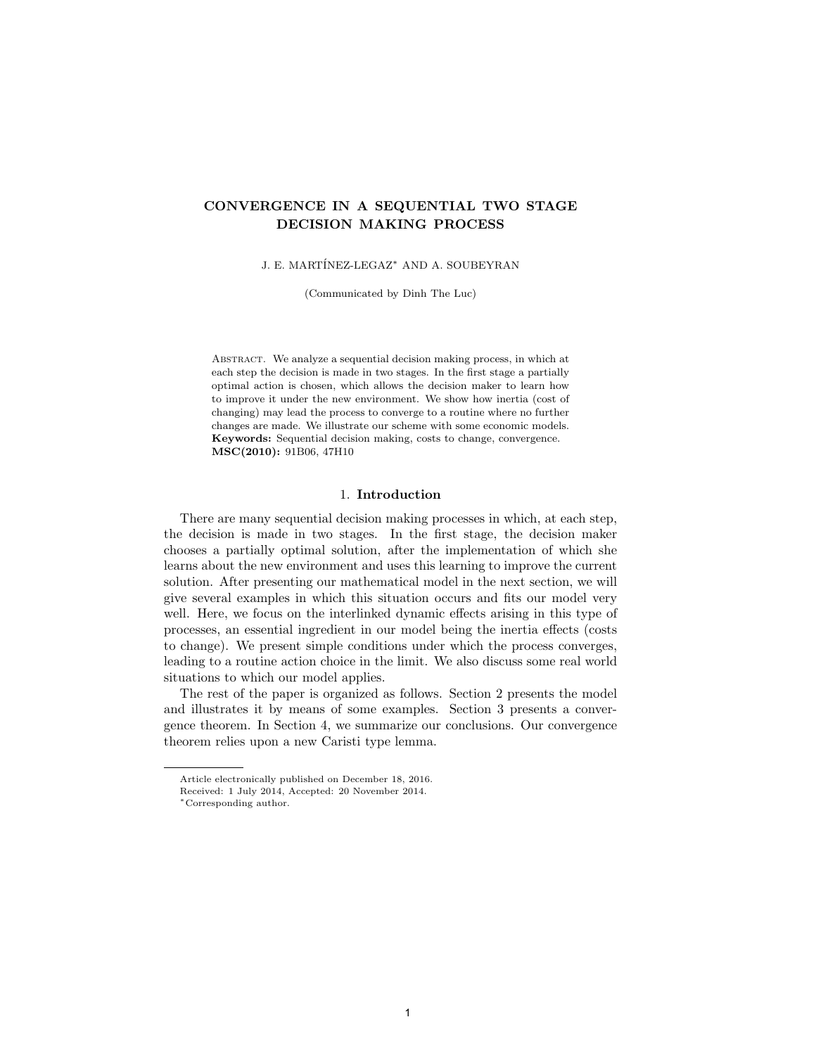# CONVERGENCE IN A SEQUENTIAL TWO STAGE DECISION MAKING PROCESS

J. E. MARTÍNEZ-LEGAZ* AND A. SOUBEYRAN

(Communicated by Dinh The Luc)

Abstract. We analyze a sequential decision making process, in which at each step the decision is made in two stages. In the first stage a partially optimal action is chosen, which allows the decision maker to learn how to improve it under the new environment. We show how inertia (cost of changing) may lead the process to converge to a routine where no further changes are made. We illustrate our scheme with some economic models.
**Keywords:** Sequential decision making, costs to change, convergence.
**MSC(2010):** 91B06, 47H10

## 1. Introduction

There are many sequential decision making processes in which, at each step, the decision is made in two stages. In the first stage, the decision maker chooses a partially optimal solution, after the implementation of which she learns about the new environment and uses this learning to improve the current solution. After presenting our mathematical model in the next section, we will give several examples in which this situation occurs and fits our model very well. Here, we focus on the interlinked dynamic effects arising in this type of processes, an essential ingredient in our model being the inertia effects (costs to change). We present simple conditions under which the process converges, leading to a routine action choice in the limit. We also discuss some real world situations to which our model applies.

The rest of the paper is organized as follows. Section 2 presents the model and illustrates it by means of some examples. Section 3 presents a convergence theorem. In Section 4, we summarize our conclusions. Our convergence theorem relies upon a new Caristi type lemma.

---

Article electronically published on December 18, 2016.
Received: 1 July 2014, Accepted: 20 November 2014.
*Corresponding author.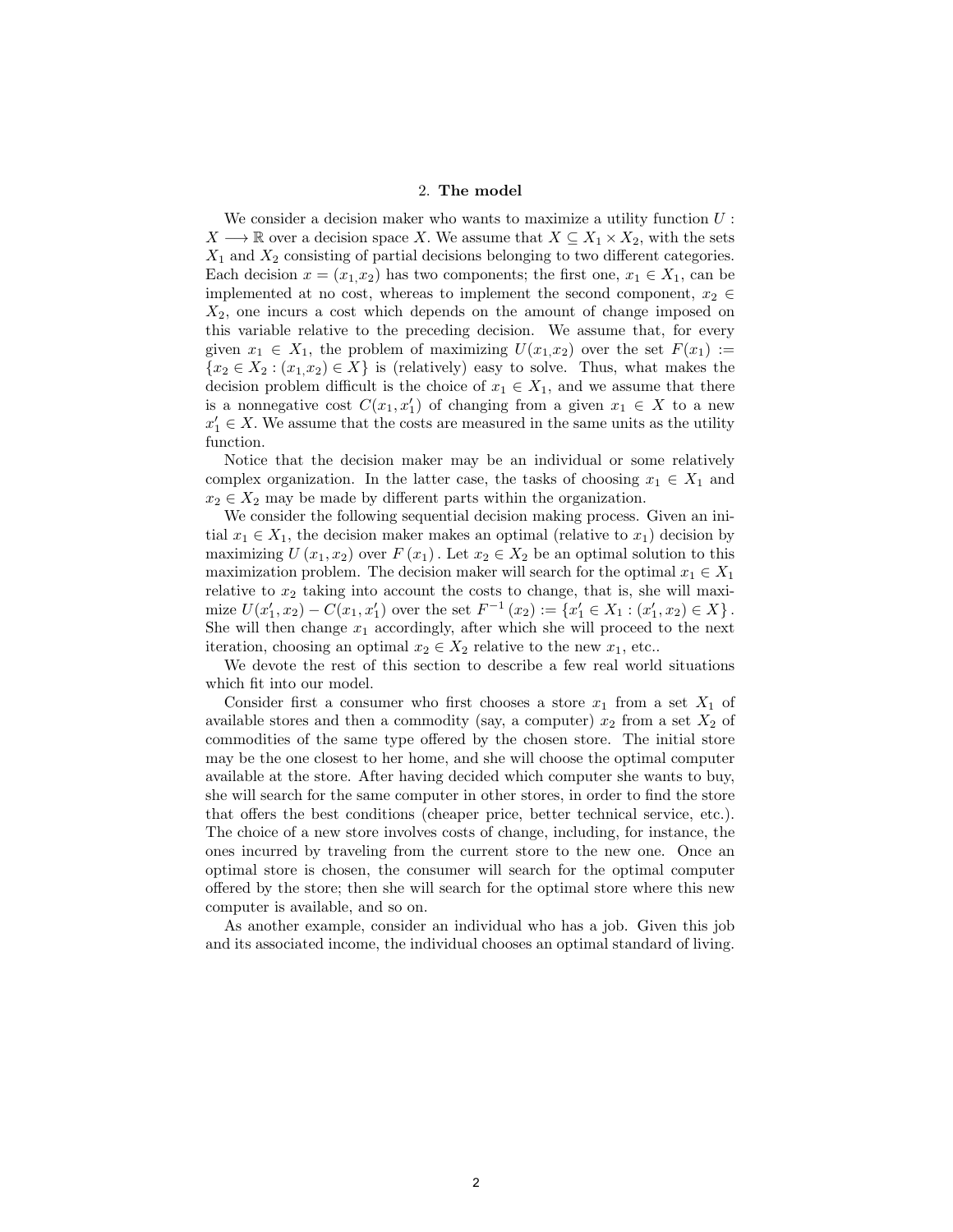## 2. **The model**

We consider a decision maker who wants to maximize a utility function $U : X \longrightarrow \mathbb{R}$ over a decision space $X$. We assume that $X \subseteq X_1 \times X_2$, with the sets $X_1$ and $X_2$ consisting of partial decisions belonging to two different categories. Each decision $x = (x_1, x_2)$ has two components; the first one, $x_1 \in X_1$, can be implemented at no cost, whereas to implement the second component, $x_2 \in X_2$, one incurs a cost which depends on the amount of change imposed on this variable relative to the preceding decision. We assume that, for every given $x_1 \in X_1$, the problem of maximizing $U(x_1, x_2)$ over the set $F(x_1) := \{x_2 \in X_2 : (x_1, x_2) \in X\}$ is (relatively) easy to solve. Thus, what makes the decision problem difficult is the choice of $x_1 \in X_1$, and we assume that there is a nonnegative cost $C(x_1, x_1')$ of changing from a given $x_1 \in X$ to a new $x_1' \in X$. We assume that the costs are measured in the same units as the utility function.

Notice that the decision maker may be an individual or some relatively complex organization. In the latter case, the tasks of choosing $x_1 \in X_1$ and $x_2 \in X_2$ may be made by different parts within the organization.

We consider the following sequential decision making process. Given an initial $x_1 \in X_1$, the decision maker makes an optimal (relative to $x_1$) decision by maximizing $U(x_1, x_2)$ over $F(x_1)$. Let $x_2 \in X_2$ be an optimal solution to this maximization problem. The decision maker will search for the optimal $x_1 \in X_1$ relative to $x_2$ taking into account the costs to change, that is, she will maximize $U(x_1', x_2) - C(x_1, x_1')$ over the set $F^{-1}(x_2) := \{x_1' \in X_1 : (x_1', x_2) \in X\}$. She will then change $x_1$ accordingly, after which she will proceed to the next iteration, choosing an optimal $x_2 \in X_2$ relative to the new $x_1$, etc..

We devote the rest of this section to describe a few real world situations which fit into our model.

Consider first a consumer who first chooses a store $x_1$ from a set $X_1$ of available stores and then a commodity (say, a computer) $x_2$ from a set $X_2$ of commodities of the same type offered by the chosen store. The initial store may be the one closest to her home, and she will choose the optimal computer available at the store. After having decided which computer she wants to buy, she will search for the same computer in other stores, in order to find the store that offers the best conditions (cheaper price, better technical service, etc.). The choice of a new store involves costs of change, including, for instance, the ones incurred by traveling from the current store to the new one. Once an optimal store is chosen, the consumer will search for the optimal computer offered by the store; then she will search for the optimal store where this new computer is available, and so on.

As another example, consider an individual who has a job. Given this job and its associated income, the individual chooses an optimal standard of living.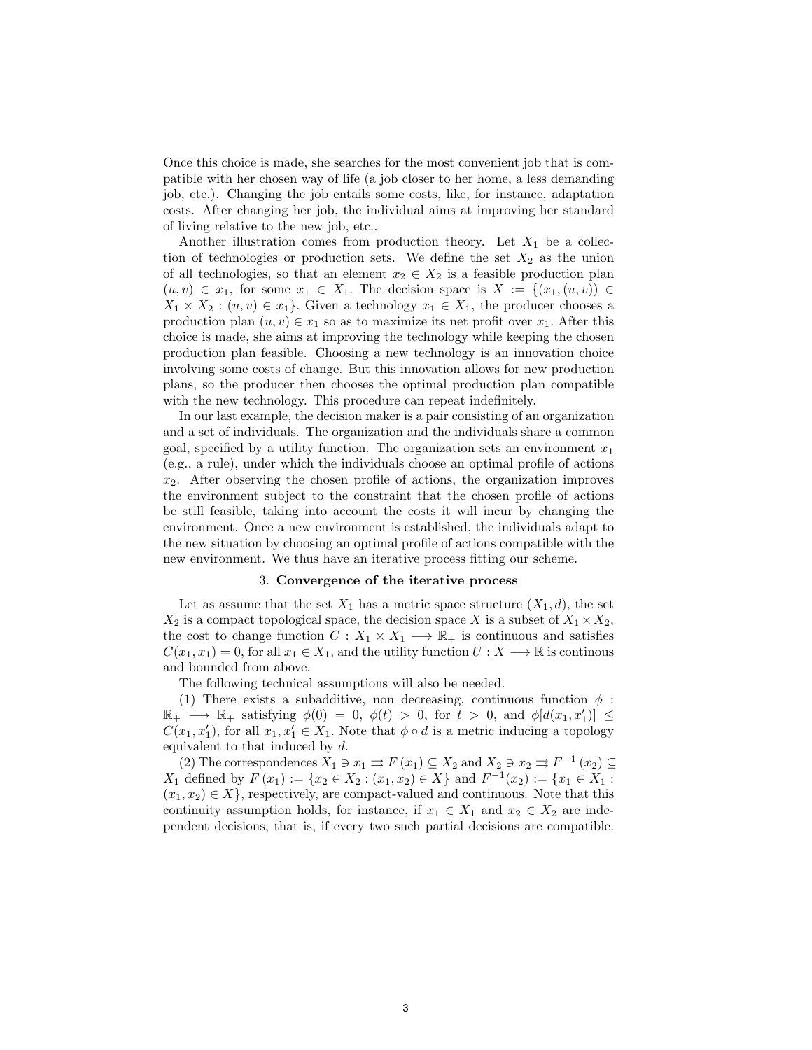Once this choice is made, she searches for the most convenient job that is compatible with her chosen way of life (a job closer to her home, a less demanding job, etc.). Changing the job entails some costs, like, for instance, adaptation costs. After changing her job, the individual aims at improving her standard of living relative to the new job, etc..

Another illustration comes from production theory. Let $X_1$ be a collection of technologies or production sets. We define the set $X_2$ as the union of all technologies, so that an element $x_2 \in X_2$ is a feasible production plan $(u, v) \in x_1$, for some $x_1 \in X_1$. The decision space is $X := \{(x_1, (u, v)) \in X_1 \times X_2 : (u, v) \in x_1\}$. Given a technology $x_1 \in X_1$, the producer chooses a production plan $(u, v) \in x_1$ so as to maximize its net profit over $x_1$. After this choice is made, she aims at improving the technology while keeping the chosen production plan feasible. Choosing a new technology is an innovation choice involving some costs of change. But this innovation allows for new production plans, so the producer then chooses the optimal production plan compatible with the new technology. This procedure can repeat indefinitely.

In our last example, the decision maker is a pair consisting of an organization and a set of individuals. The organization and the individuals share a common goal, specified by a utility function. The organization sets an environment $x_1$ (e.g., a rule), under which the individuals choose an optimal profile of actions $x_2$. After observing the chosen profile of actions, the organization improves the environment subject to the constraint that the chosen profile of actions be still feasible, taking into account the costs it will incur by changing the environment. Once a new environment is established, the individuals adapt to the new situation by choosing an optimal profile of actions compatible with the new environment. We thus have an iterative process fitting our scheme.

## 3. **Convergence of the iterative process**

Let as assume that the set $X_1$ has a metric space structure $(X_1, d)$, the set $X_2$ is a compact topological space, the decision space $X$ is a subset of $X_1 \times X_2$, the cost to change function $C : X_1 \times X_1 \longrightarrow \mathbb{R}_+$ is continuous and satisfies $C(x_1, x_1) = 0$, for all $x_1 \in X_1$, and the utility function $U : X \longrightarrow \mathbb{R}$ is continous and bounded from above.

The following technical assumptions will also be needed.

(1) There exists a subadditive, non decreasing, continuous function $\phi : \mathbb{R}_+ \longrightarrow \mathbb{R}_+$ satisfying $\phi(0) = 0$, $\phi(t) > 0$, for $t > 0$, and $\phi[d(x_1, x_1')] \leq C(x_1, x_1')$, for all $x_1, x_1' \in X_1$. Note that $\phi \circ d$ is a metric inducing a topology equivalent to that induced by $d$.

(2) The correspondences $X_1 \ni x_1 \rightrightarrows F(x_1) \subseteq X_2$ and $X_2 \ni x_2 \rightrightarrows F^{-1}(x_2) \subseteq X_1$ defined by $F(x_1) := \{x_2 \in X_2 : (x_1, x_2) \in X\}$ and $F^{-1}(x_2) := \{x_1 \in X_1 : (x_1, x_2) \in X\}$, respectively, are compact-valued and continuous. Note that this continuity assumption holds, for instance, if $x_1 \in X_1$ and $x_2 \in X_2$ are independent decisions, that is, if every two such partial decisions are compatible.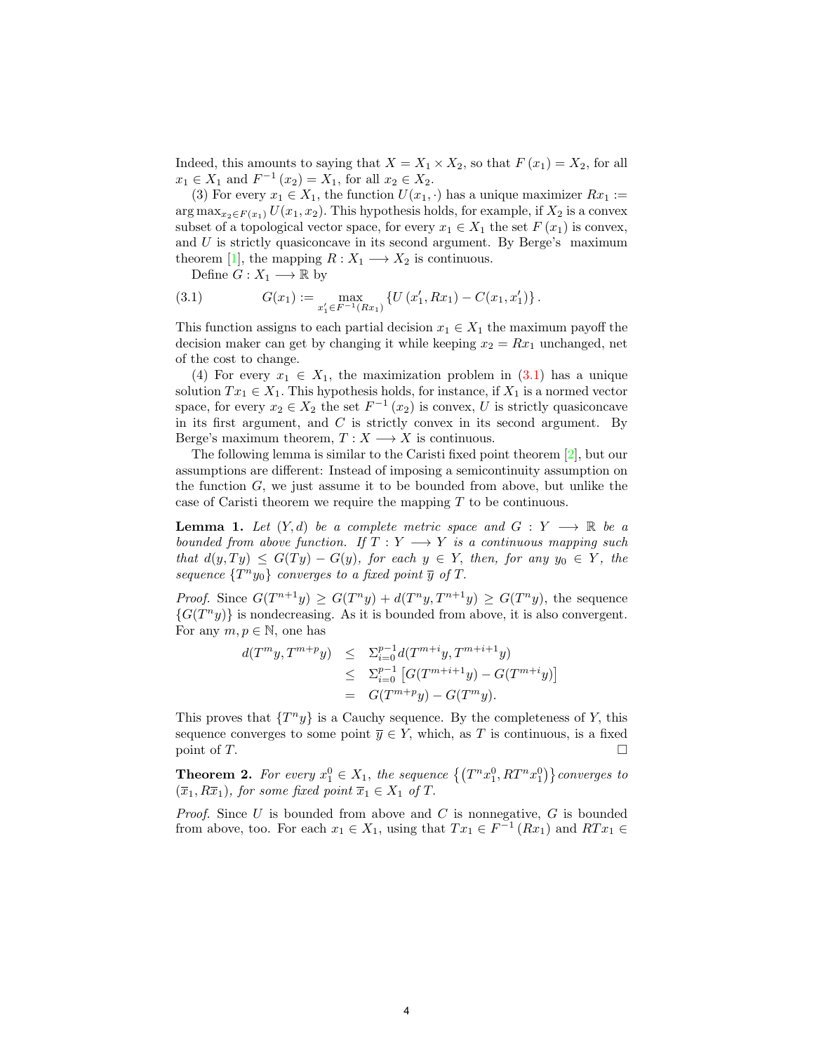Indeed, this amounts to saying that $X = X_1 \times X_2$, so that $F(x_1) = X_2$, for all $x_1 \in X_1$ and $F^{-1}(x_2) = X_1$, for all $x_2 \in X_2$.

(3) For every $x_1 \in X_1$, the function $U(x_1, \cdot)$ has a unique maximizer $Rx_1 := \arg\max_{x_2 \in F(x_1)} U(x_1, x_2)$. This hypothesis holds, for example, if $X_2$ is a convex subset of a topological vector space, for every $x_1 \in X_1$ the set $F(x_1)$ is convex, and $U$ is strictly quasiconcave in its second argument. By Berge's maximum theorem [1], the mapping $R : X_1 \longrightarrow X_2$ is continuous.

Define $G : X_1 \longrightarrow \mathbb{R}$ by

$$G(x_1) := \max_{x_1' \in F^{-1}(Rx_1)} \{U(x_1', Rx_1) - C(x_1, x_1')\}. \tag{3.1}$$

This function assigns to each partial decision $x_1 \in X_1$ the maximum payoff the decision maker can get by changing it while keeping $x_2 = Rx_1$ unchanged, net of the cost to change.

(4) For every $x_1 \in X_1$, the maximization problem in (3.1) has a unique solution $Tx_1 \in X_1$. This hypothesis holds, for instance, if $X_1$ is a normed vector space, for every $x_2 \in X_2$ the set $F^{-1}(x_2)$ is convex, $U$ is strictly quasiconcave in its first argument, and $C$ is strictly convex in its second argument. By Berge's maximum theorem, $T : X \longrightarrow X$ is continuous.

The following lemma is similar to the Caristi fixed point theorem [2], but our assumptions are different: Instead of imposing a semicontinuity assumption on the function $G$, we just assume it to be bounded from above, but unlike the case of Caristi theorem we require the mapping $T$ to be continuous.

**Lemma 1.** *Let $(Y, d)$ be a complete metric space and $G : Y \longrightarrow \mathbb{R}$ be a bounded from above function. If $T : Y \longrightarrow Y$ is a continuous mapping such that $d(y, Ty) \le G(Ty) - G(y)$, for each $y \in Y$, then, for any $y_0 \in Y$, the sequence $\{T^n y_0\}$ converges to a fixed point $\overline{y}$ of $T$.*

*Proof.* Since $G(T^{n+1}y) \ge G(T^n y) + d(T^n y, T^{n+1}y) \ge G(T^n y)$, the sequence $\{G(T^n y)\}$ is nondecreasing. As it is bounded from above, it is also convergent. For any $m, p \in \mathbb{N}$, one has

$$\begin{aligned} d(T^m y, T^{m+p} y) &\le \Sigma_{i=0}^{p-1} d(T^{m+i} y, T^{m+i+1} y) \\ &\le \Sigma_{i=0}^{p-1} \left[G(T^{m+i+1} y) - G(T^{m+i} y)\right] \\ &= G(T^{m+p} y) - G(T^m y). \end{aligned}$$

This proves that $\{T^n y\}$ is a Cauchy sequence. By the completeness of $Y$, this sequence converges to some point $\overline{y} \in Y$, which, as $T$ is continuous, is a fixed point of $T$. □

**Theorem 2.** *For every $x_1^0 \in X_1$, the sequence $\left\{\left(T^n x_1^0, RT^n x_1^0\right)\right\}$ converges to $(\overline{x}_1, R\overline{x}_1)$, for some fixed point $\overline{x}_1 \in X_1$ of $T$.*

*Proof.* Since $U$ is bounded from above and $C$ is nonnegative, $G$ is bounded from above, too. For each $x_1 \in X_1$, using that $Tx_1 \in F^{-1}(Rx_1)$ and $RTx_1 \in$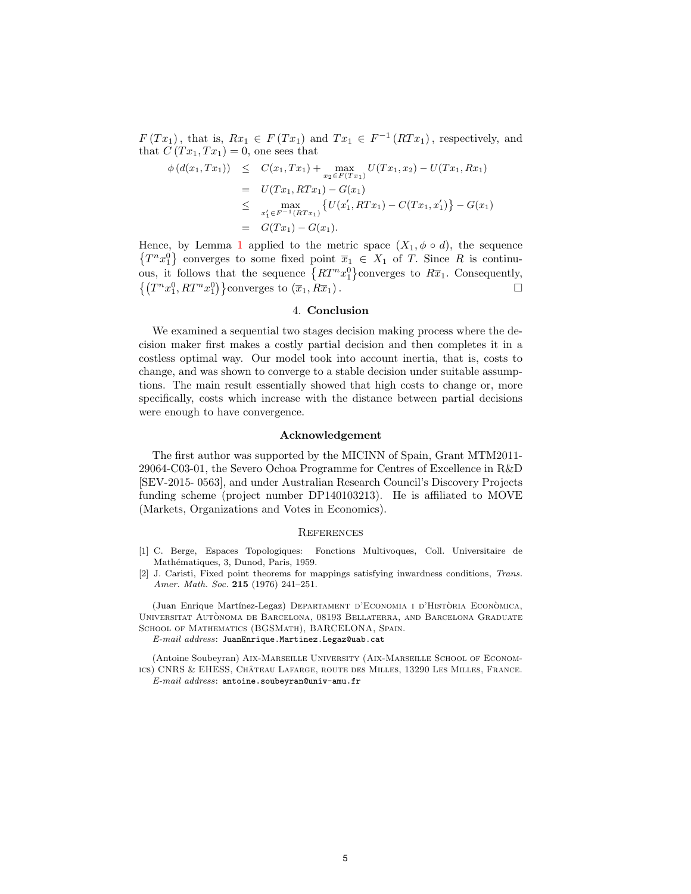$F(Tx_1)$, that is, $Rx_1 \in F(Tx_1)$ and $Tx_1 \in F^{-1}(RTx_1)$, respectively, and that $C(Tx_1, Tx_1) = 0$, one sees that

$$
\begin{aligned}
\phi(d(x_1, Tx_1)) &\leq C(x_1, Tx_1) + \max_{x_2 \in F(Tx_1)} U(Tx_1, x_2) - U(Tx_1, Rx_1) \\
&= U(Tx_1, RTx_1) - G(x_1) \\
&\leq \max_{x_1' \in F^{-1}(RTx_1)} \left\{ U(x_1', RTx_1) - C(Tx_1, x_1') \right\} - G(x_1) \\
&= G(Tx_1) - G(x_1).
\end{aligned}
$$

Hence, by Lemma 1 applied to the metric space $(X_1, \phi \circ d)$, the sequence $\left\{T^n x_1^0\right\}$ converges to some fixed point $\overline{x}_1 \in X_1$ of $T$. Since $R$ is continuous, it follows that the sequence $\left\{RT^n x_1^0\right\}$converges to $R\overline{x}_1$. Consequently, $\left\{\left(T^n x_1^0, RT^n x_1^0\right)\right\}$converges to $(\overline{x}_1, R\overline{x}_1)$. □

## 4. **Conclusion**

We examined a sequential two stages decision making process where the decision maker first makes a costly partial decision and then completes it in a costless optimal way. Our model took into account inertia, that is, costs to change, and was shown to converge to a stable decision under suitable assumptions. The main result essentially showed that high costs to change or, more specifically, costs which increase with the distance between partial decisions were enough to have convergence.

## **Acknowledgement**

The first author was supported by the MICINN of Spain, Grant MTM2011-29064-C03-01, the Severo Ochoa Programme for Centres of Excellence in R&D [SEV-2015- 0563], and under Australian Research Council's Discovery Projects funding scheme (project number DP140103213). He is affiliated to MOVE (Markets, Organizations and Votes in Economics).

## References

[1] C. Berge, Espaces Topologiques: Fonctions Multivoques, Coll. Universitaire de Mathématiques, 3, Dunod, Paris, 1959.

[2] J. Caristi, Fixed point theorems for mappings satisfying inwardness conditions, *Trans. Amer. Math. Soc.* **215** (1976) 241–251.

(Juan Enrique Martínez-Legaz) Departament d'Economia i d'Història Econòmica, Universitat Autònoma de Barcelona, 08193 Bellaterra, and Barcelona Graduate School of Mathematics (BGSMath), BARCELONA, Spain.

*E-mail address*: JuanEnrique.Martinez.Legaz@uab.cat

(Antoine Soubeyran) Aix-Marseille University (Aix-Marseille School of Economics) CNRS & EHESS, Château Lafarge, route des Milles, 13290 Les Milles, France.

*E-mail address*: antoine.soubeyran@univ-amu.fr